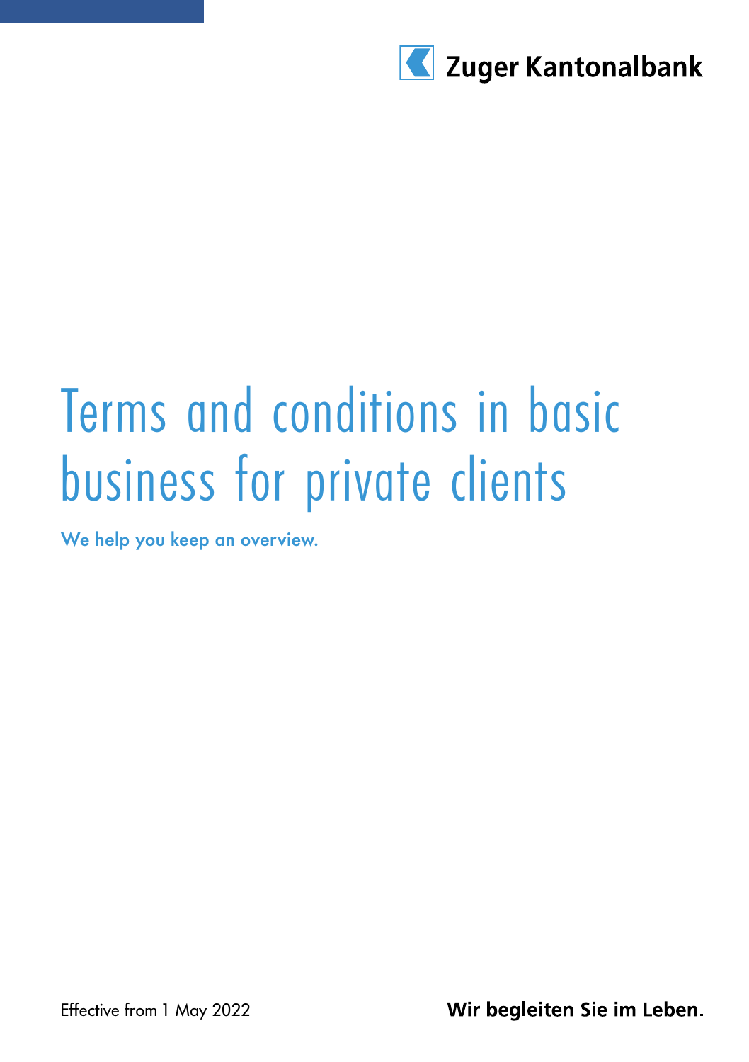Zuger Kantonalbank

# Terms and conditions in basic business for private clients

**We help you keep an overview.**

Effective from 1 May 2022

**Wir begleiten Sie im Leben.**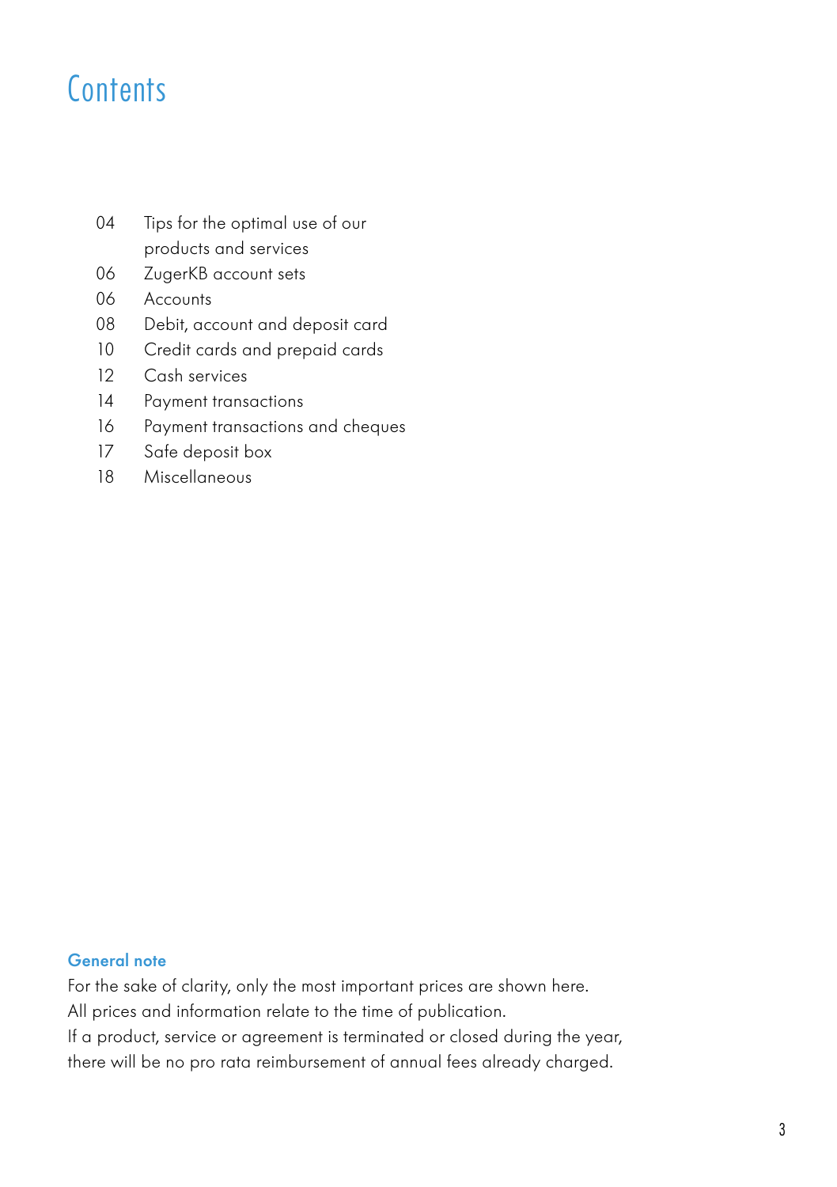# Contents

| | |
|---|---|
| 04 | Tips for the optimal use of our products and services |
| 06 | ZugerKB account sets |
| 06 | Accounts |
| 08 | Debit, account and deposit card |
| 10 | Credit cards and prepaid cards |
| 12 | Cash services |
| 14 | Payment transactions |
| 16 | Payment transactions and cheques |
| 17 | Safe deposit box |
| 18 | Miscellaneous |

**General note**

For the sake of clarity, only the most important prices are shown here.
All prices and information relate to the time of publication.
If a product, service or agreement is terminated or closed during the year, there will be no pro rata reimbursement of annual fees already charged.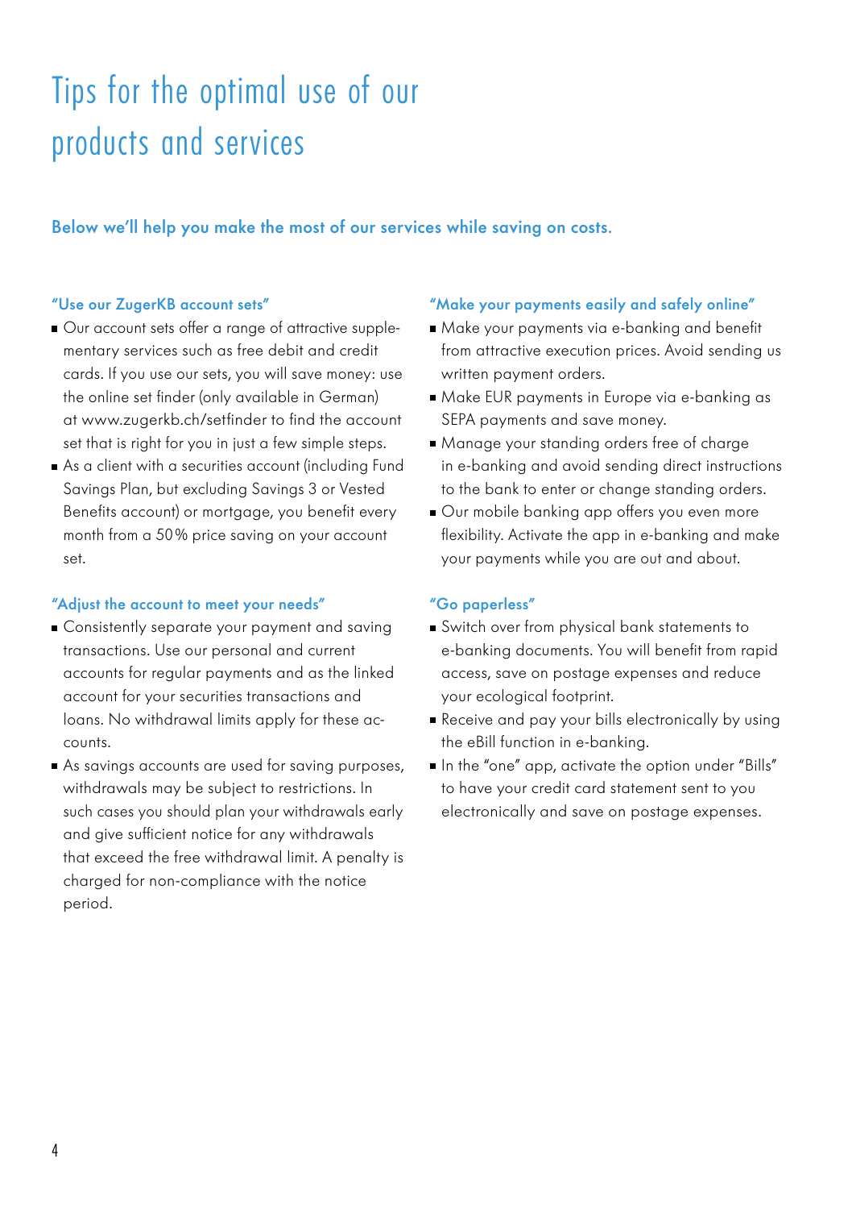# Tips for the optimal use of our products and services

**Below we'll help you make the most of our services while saving on costs.**

### "Use our ZugerKB account sets"

- Our account sets offer a range of attractive supplementary services such as free debit and credit cards. If you use our sets, you will save money: use the online set finder (only available in German) at www.zugerkb.ch/setfinder to find the account set that is right for you in just a few simple steps.
- As a client with a securities account (including Fund Savings Plan, but excluding Savings 3 or Vested Benefits account) or mortgage, you benefit every month from a 50% price saving on your account set.

### "Adjust the account to meet your needs"

- Consistently separate your payment and saving transactions. Use our personal and current accounts for regular payments and as the linked account for your securities transactions and loans. No withdrawal limits apply for these accounts.
- As savings accounts are used for saving purposes, withdrawals may be subject to restrictions. In such cases you should plan your withdrawals early and give sufficient notice for any withdrawals that exceed the free withdrawal limit. A penalty is charged for non-compliance with the notice period.

### "Make your payments easily and safely online"

- Make your payments via e-banking and benefit from attractive execution prices. Avoid sending us written payment orders.
- Make EUR payments in Europe via e-banking as SEPA payments and save money.
- Manage your standing orders free of charge in e-banking and avoid sending direct instructions to the bank to enter or change standing orders.
- Our mobile banking app offers you even more flexibility. Activate the app in e-banking and make your payments while you are out and about.

### "Go paperless"

- Switch over from physical bank statements to e-banking documents. You will benefit from rapid access, save on postage expenses and reduce your ecological footprint.
- Receive and pay your bills electronically by using the eBill function in e-banking.
- In the "one" app, activate the option under "Bills" to have your credit card statement sent to you electronically and save on postage expenses.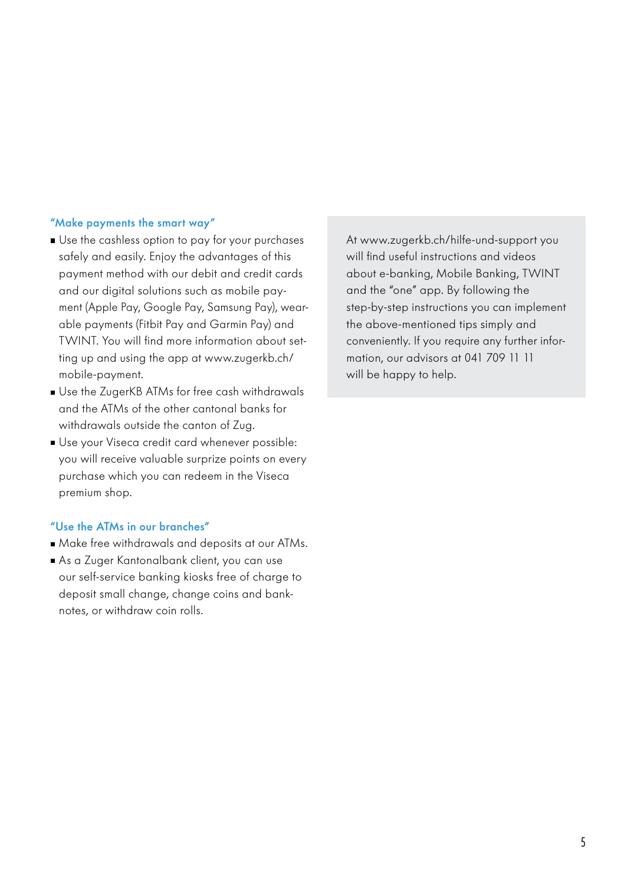### "Make payments the smart way"

- Use the cashless option to pay for your purchases safely and easily. Enjoy the advantages of this payment method with our debit and credit cards and our digital solutions such as mobile payment (Apple Pay, Google Pay, Samsung Pay), wearable payments (Fitbit Pay and Garmin Pay) and TWINT. You will find more information about setting up and using the app at www.zugerkb.ch/mobile-payment.
- Use the ZugerKB ATMs for free cash withdrawals and the ATMs of the other cantonal banks for withdrawals outside the canton of Zug.
- Use your Viseca credit card whenever possible: you will receive valuable surprize points on every purchase which you can redeem in the Viseca premium shop.

### "Use the ATMs in our branches"

- Make free withdrawals and deposits at our ATMs.
- As a Zuger Kantonalbank client, you can use our self-service banking kiosks free of charge to deposit small change, change coins and banknotes, or withdraw coin rolls.

At www.zugerkb.ch/hilfe-und-support you will find useful instructions and videos about e-banking, Mobile Banking, TWINT and the "one" app. By following the step-by-step instructions you can implement the above-mentioned tips simply and conveniently. If you require any further information, our advisors at 041 709 11 11 will be happy to help.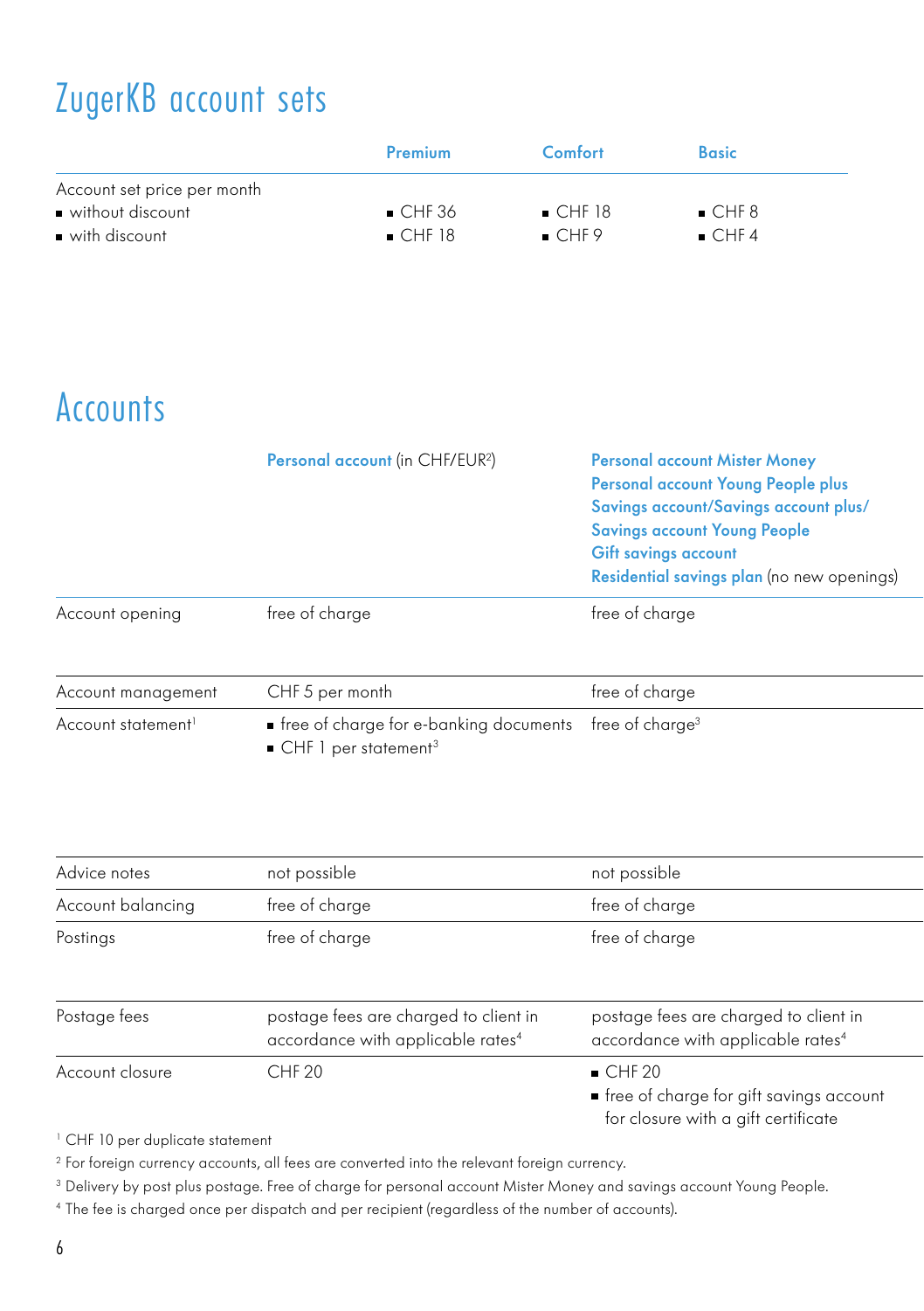# ZugerKB account sets

| | Premium | Comfort | Basic |
|---|---|---|---|
| Account set price per month | | | |
| ■ without discount | ■ CHF 36 | ■ CHF 18 | ■ CHF 8 |
| ■ with discount | ■ CHF 18 | ■ CHF 9 | ■ CHF 4 |

# Accounts

| | **Personal account** (in CHF/EUR[2]) | **Personal account Mister Money**<br>**Personal account Young People plus**<br>**Savings account/Savings account plus/**<br>**Savings account Young People**<br>**Gift savings account**<br>**Residential savings plan** (no new openings) |
|---|---|---|
| Account opening | free of charge | free of charge |
| Account management | CHF 5 per month | free of charge |
| Account statement[1] | ■ free of charge for e-banking documents<br>■ CHF 1 per statement[3] | free of charge[3] |
| Advice notes | not possible | not possible |
| Account balancing | free of charge | free of charge |
| Postings | free of charge | free of charge |
| Postage fees | postage fees are charged to client in accordance with applicable rates[4] | postage fees are charged to client in accordance with applicable rates[4] |
| Account closure | CHF 20 | ■ CHF 20<br>■ free of charge for gift savings account for closure with a gift certificate |

[1] CHF 10 per duplicate statement

[2] For foreign currency accounts, all fees are converted into the relevant foreign currency.

[3] Delivery by post plus postage. Free of charge for personal account Mister Money and savings account Young People.

[4] The fee is charged once per dispatch and per recipient (regardless of the number of accounts).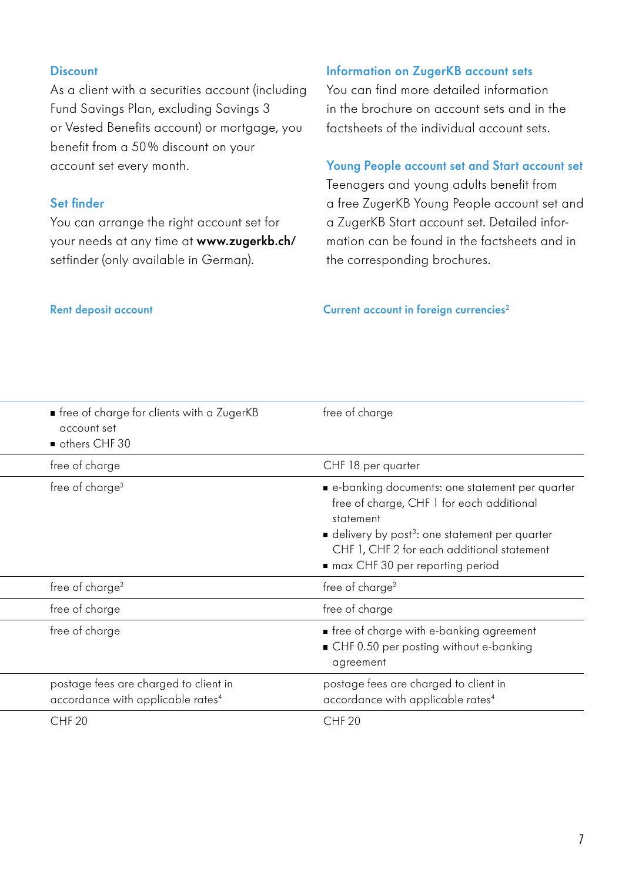### Discount

As a client with a securities account (including Fund Savings Plan, excluding Savings 3 or Vested Benefits account) or mortgage, you benefit from a 50% discount on your account set every month.

### Set finder

You can arrange the right account set for your needs at any time at **www.zugerkb.ch/** setfinder (only available in German).

### Information on ZugerKB account sets

You can find more detailed information in the brochure on account sets and in the factsheets of the individual account sets.

### Young People account set and Start account set

Teenagers and young adults benefit from a free ZugerKB Young People account set and a ZugerKB Start account set. Detailed information can be found in the factsheets and in the corresponding brochures.

| Rent deposit account | Current account in foreign currencies[2] |
|---|---|
| ■ free of charge for clients with a ZugerKB account set<br>■ others CHF 30 | free of charge |
| free of charge | CHF 18 per quarter |
| free of charge[3] | ■ e-banking documents: one statement per quarter free of charge, CHF 1 for each additional statement<br>■ delivery by post[3]: one statement per quarter CHF 1, CHF 2 for each additional statement<br>■ max CHF 30 per reporting period |
| free of charge[3] | free of charge[3] |
| free of charge | free of charge |
| free of charge | ■ free of charge with e-banking agreement<br>■ CHF 0.50 per posting without e-banking agreement |
| postage fees are charged to client in accordance with applicable rates[4] | postage fees are charged to client in accordance with applicable rates[4] |
| CHF 20 | CHF 20 |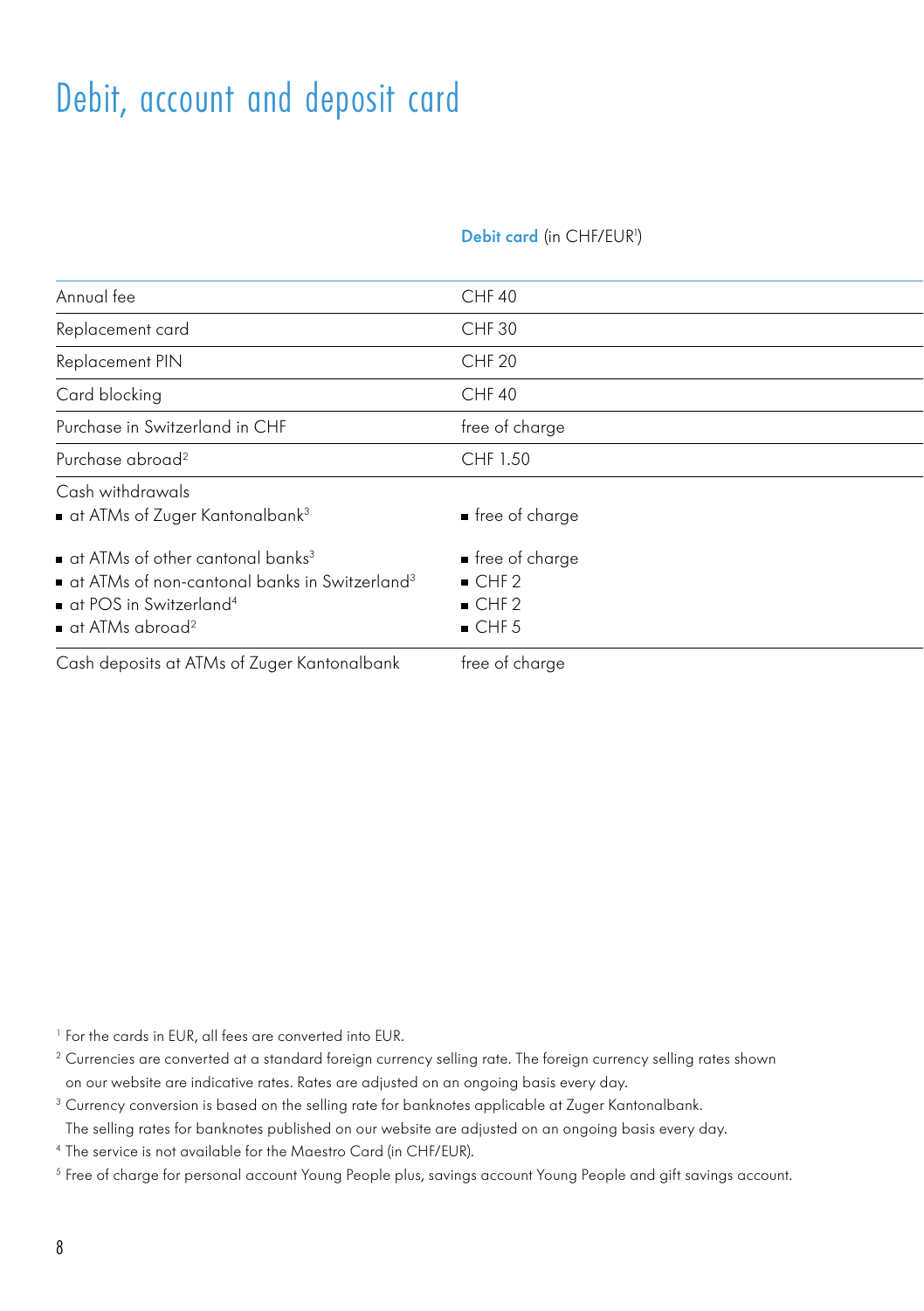# Debit, account and deposit card

| | **Debit card** (in CHF/EUR[1]) |
|---|---|
| Annual fee | CHF 40 |
| Replacement card | CHF 30 |
| Replacement PIN | CHF 20 |
| Card blocking | CHF 40 |
| Purchase in Switzerland in CHF | free of charge |
| Purchase abroad[2] | CHF 1.50 |
| Cash withdrawals<br>■ at ATMs of Zuger Kantonalbank[3]<br>■ at ATMs of other cantonal banks[3]<br>■ at ATMs of non-cantonal banks in Switzerland[3]<br>■ at POS in Switzerland[4]<br>■ at ATMs abroad[2] | <br>■ free of charge<br>■ free of charge<br>■ CHF 2<br>■ CHF 2<br>■ CHF 5 |
| Cash deposits at ATMs of Zuger Kantonalbank | free of charge |

[1] For the cards in EUR, all fees are converted into EUR.

[2] Currencies are converted at a standard foreign currency selling rate. The foreign currency selling rates shown on our website are indicative rates. Rates are adjusted on an ongoing basis every day.

[3] Currency conversion is based on the selling rate for banknotes applicable at Zuger Kantonalbank. The selling rates for banknotes published on our website are adjusted on an ongoing basis every day.

[4] The service is not available for the Maestro Card (in CHF/EUR).

[5] Free of charge for personal account Young People plus, savings account Young People and gift savings account.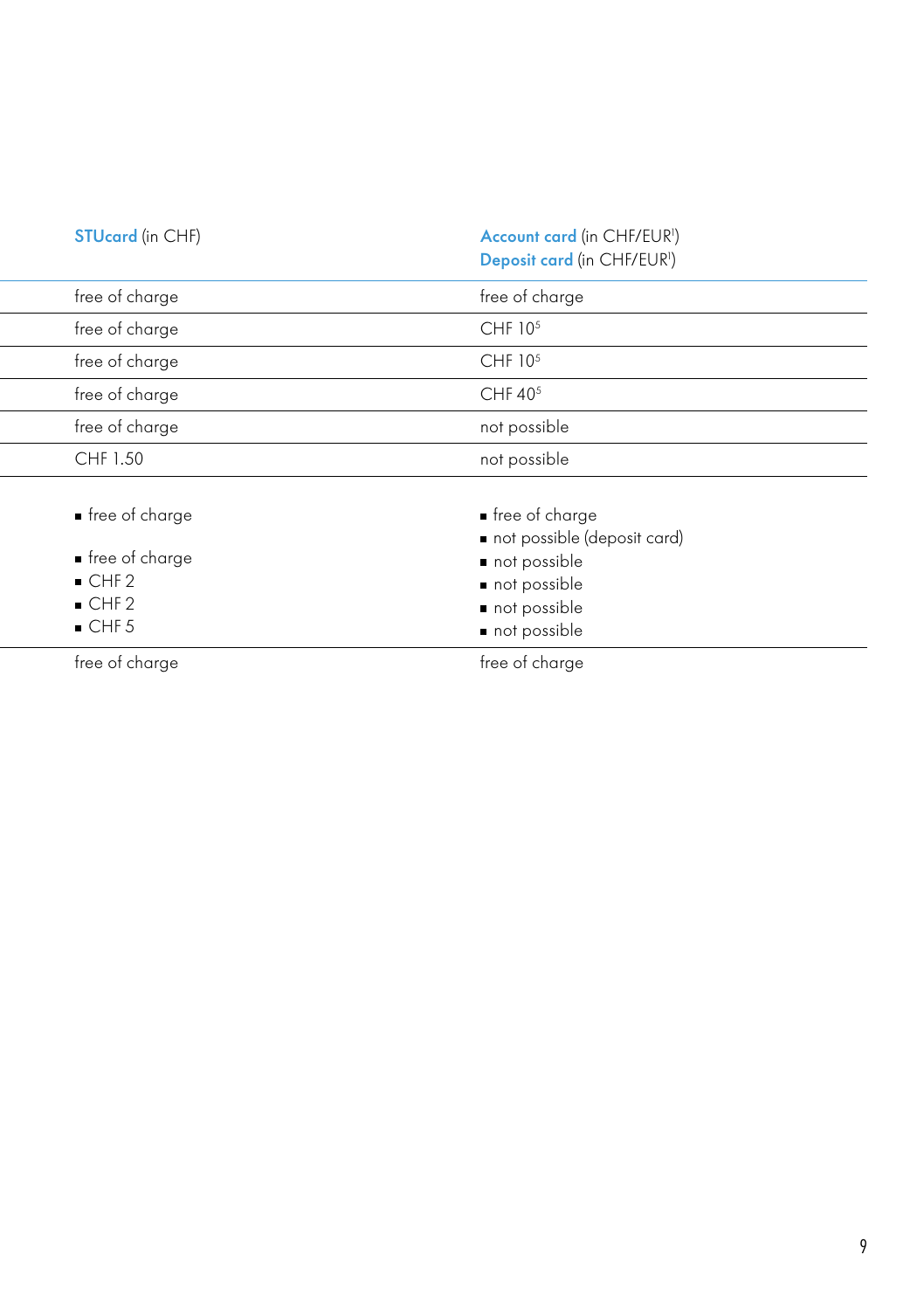| STUcard (in CHF) | Account card (in CHF/EUR[1])<br>Deposit card (in CHF/EUR[1]) |
|---|---|
| free of charge | free of charge |
| free of charge | CHF 10[5] |
| free of charge | CHF 10[5] |
| free of charge | CHF 40[5] |
| free of charge | not possible |
| CHF 1.50 | not possible |
| ■ free of charge<br><br>■ free of charge<br>■ CHF 2<br>■ CHF 2<br>■ CHF 5 | ■ free of charge<br>■ not possible (deposit card)<br>■ not possible<br>■ not possible<br>■ not possible<br>■ not possible |
| free of charge | free of charge |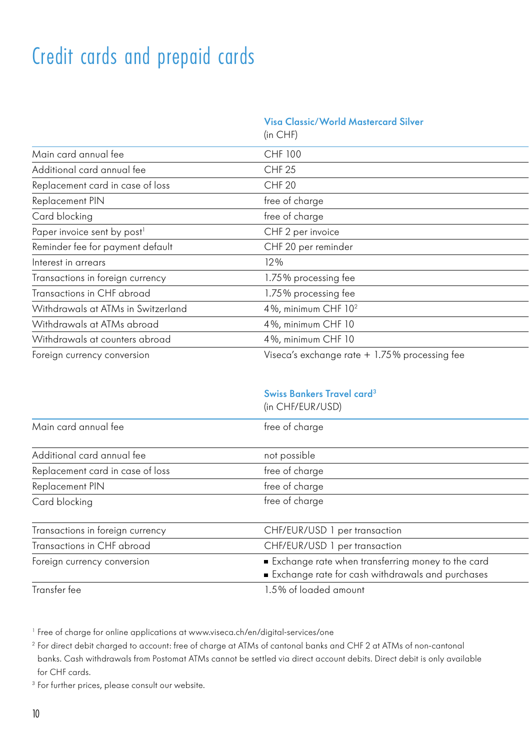# Credit cards and prepaid cards

| | Visa Classic/World Mastercard Silver (in CHF) |
|---|---|
| Main card annual fee | CHF 100 |
| Additional card annual fee | CHF 25 |
| Replacement card in case of loss | CHF 20 |
| Replacement PIN | free of charge |
| Card blocking | free of charge |
| Paper invoice sent by post[1] | CHF 2 per invoice |
| Reminder fee for payment default | CHF 20 per reminder |
| Interest in arrears | 12% |
| Transactions in foreign currency | 1.75% processing fee |
| Transactions in CHF abroad | 1.75% processing fee |
| Withdrawals at ATMs in Switzerland | 4%, minimum CHF 10[2] |
| Withdrawals at ATMs abroad | 4%, minimum CHF 10 |
| Withdrawals at counters abroad | 4%, minimum CHF 10 |
| Foreign currency conversion | Viseca's exchange rate + 1.75% processing fee |

| | Swiss Bankers Travel card[3] (in CHF/EUR/USD) |
|---|---|
| Main card annual fee | free of charge |
| Additional card annual fee | not possible |
| Replacement card in case of loss | free of charge |
| Replacement PIN | free of charge |
| Card blocking | free of charge |
| Transactions in foreign currency | CHF/EUR/USD 1 per transaction |
| Transactions in CHF abroad | CHF/EUR/USD 1 per transaction |
| Foreign currency conversion | ■ Exchange rate when transferring money to the card<br>■ Exchange rate for cash withdrawals and purchases |
| Transfer fee | 1.5% of loaded amount |

[1] Free of charge for online applications at www.viseca.ch/en/digital-services/one

[2] For direct debit charged to account: free of charge at ATMs of cantonal banks and CHF 2 at ATMs of non-cantonal banks. Cash withdrawals from Postomat ATMs cannot be settled via direct account debits. Direct debit is only available for CHF cards.

[3] For further prices, please consult our website.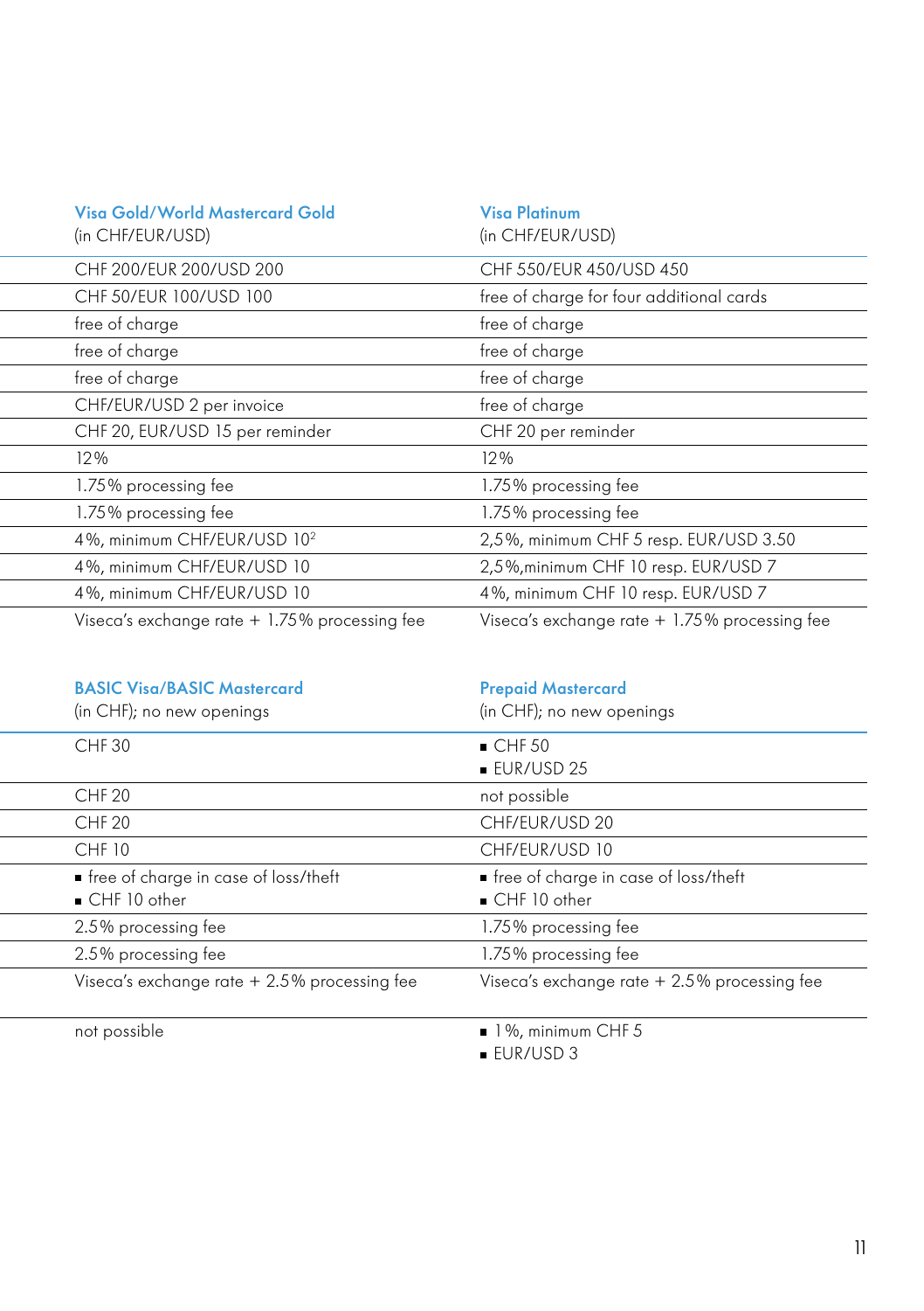| Visa Gold/World Mastercard Gold (in CHF/EUR/USD) | Visa Platinum (in CHF/EUR/USD) |
| --- | --- |
| CHF 200/EUR 200/USD 200 | CHF 550/EUR 450/USD 450 |
| CHF 50/EUR 100/USD 100 | free of charge for four additional cards |
| free of charge | free of charge |
| free of charge | free of charge |
| free of charge | free of charge |
| CHF/EUR/USD 2 per invoice | free of charge |
| CHF 20, EUR/USD 15 per reminder | CHF 20 per reminder |
| 12% | 12% |
| 1.75% processing fee | 1.75% processing fee |
| 1.75% processing fee | 1.75% processing fee |
| 4%, minimum CHF/EUR/USD 10[2] | 2,5%, minimum CHF 5 resp. EUR/USD 3.50 |
| 4%, minimum CHF/EUR/USD 10 | 2,5%,minimum CHF 10 resp. EUR/USD 7 |
| 4%, minimum CHF/EUR/USD 10 | 4%, minimum CHF 10 resp. EUR/USD 7 |
| Viseca's exchange rate + 1.75% processing fee | Viseca's exchange rate + 1.75% processing fee |

| BASIC Visa/BASIC Mastercard (in CHF); no new openings | Prepaid Mastercard (in CHF); no new openings |
| --- | --- |
| CHF 30 | ■ CHF 50<br>■ EUR/USD 25 |
| CHF 20 | not possible |
| CHF 20 | CHF/EUR/USD 20 |
| CHF 10 | CHF/EUR/USD 10 |
| ■ free of charge in case of loss/theft<br>■ CHF 10 other | ■ free of charge in case of loss/theft<br>■ CHF 10 other |
| 2.5% processing fee | 1.75% processing fee |
| 2.5% processing fee | 1.75% processing fee |
| Viseca's exchange rate + 2.5% processing fee | Viseca's exchange rate + 2.5% processing fee |
| not possible | ■ 1%, minimum CHF 5<br>■ EUR/USD 3 |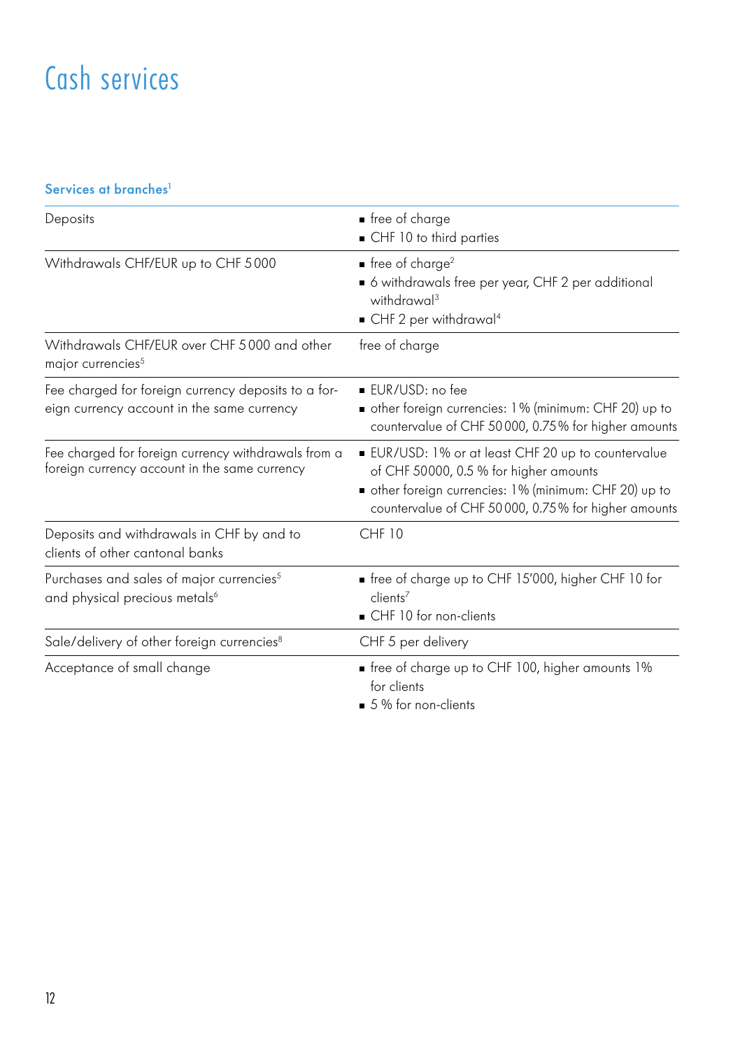# Cash services

### Services at branches[1]

| | |
|---|---|
| Deposits | ▪ free of charge<br>▪ CHF 10 to third parties |
| Withdrawals CHF/EUR up to CHF 5 000 | ▪ free of charge[2]<br>▪ 6 withdrawals free per year, CHF 2 per additional withdrawal[3]<br>▪ CHF 2 per withdrawal[4] |
| Withdrawals CHF/EUR over CHF 5 000 and other major currencies[5] | free of charge |
| Fee charged for foreign currency deposits to a foreign currency account in the same currency | ▪ EUR/USD: no fee<br>▪ other foreign currencies: 1 % (minimum: CHF 20) up to countervalue of CHF 50 000, 0.75 % for higher amounts |
| Fee charged for foreign currency withdrawals from a foreign currency account in the same currency | ▪ EUR/USD: 1% or at least CHF 20 up to countervalue of CHF 50000, 0.5 % for higher amounts<br>▪ other foreign currencies: 1 % (minimum: CHF 20) up to countervalue of CHF 50 000, 0.75 % for higher amounts |
| Deposits and withdrawals in CHF by and to clients of other cantonal banks | CHF 10 |
| Purchases and sales of major currencies[5] and physical precious metals[6] | ▪ free of charge up to CHF 15'000, higher CHF 10 for clients[7]<br>▪ CHF 10 for non-clients |
| Sale/delivery of other foreign currencies[8] | CHF 5 per delivery |
| Acceptance of small change | ▪ free of charge up to CHF 100, higher amounts 1% for clients<br>▪ 5 % for non-clients |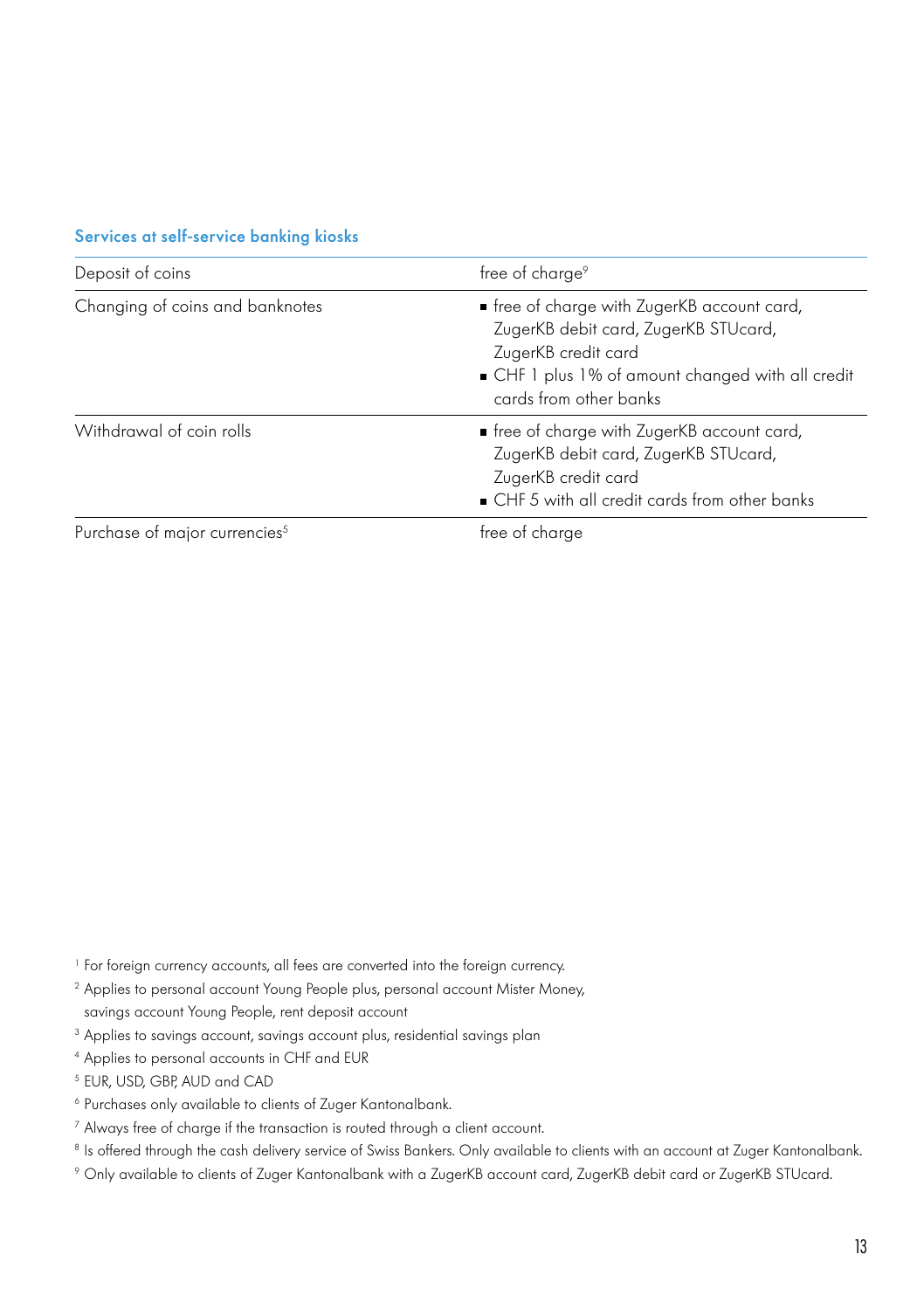### Services at self-service banking kiosks

| | |
|---|---|
| Deposit of coins | free of charge[9] |
| Changing of coins and banknotes | ▪ free of charge with ZugerKB account card, ZugerKB debit card, ZugerKB STUcard, ZugerKB credit card<br>▪ CHF 1 plus 1% of amount changed with all credit cards from other banks |
| Withdrawal of coin rolls | ▪ free of charge with ZugerKB account card, ZugerKB debit card, ZugerKB STUcard, ZugerKB credit card<br>▪ CHF 5 with all credit cards from other banks |
| Purchase of major currencies[5] | free of charge |

[1] For foreign currency accounts, all fees are converted into the foreign currency.

[2] Applies to personal account Young People plus, personal account Mister Money, savings account Young People, rent deposit account

[3] Applies to savings account, savings account plus, residential savings plan

[4] Applies to personal accounts in CHF and EUR

[5] EUR, USD, GBP, AUD and CAD

[6] Purchases only available to clients of Zuger Kantonalbank.

[7] Always free of charge if the transaction is routed through a client account.

[8] Is offered through the cash delivery service of Swiss Bankers. Only available to clients with an account at Zuger Kantonalbank.

[9] Only available to clients of Zuger Kantonalbank with a ZugerKB account card, ZugerKB debit card or ZugerKB STUcard.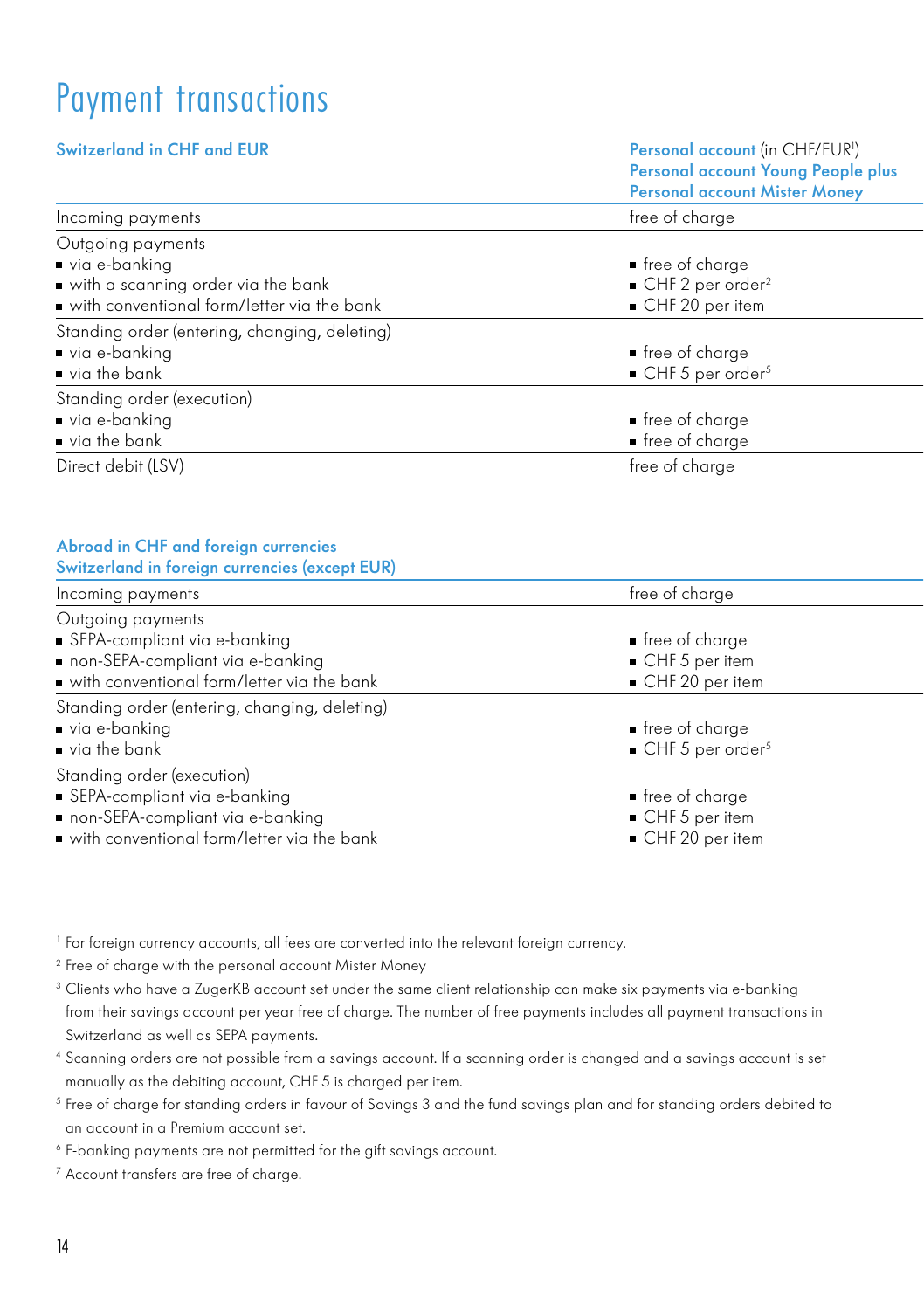# Payment transactions

| Switzerland in CHF and EUR | Personal account (in CHF/EUR[1])<br>Personal account Young People plus<br>Personal account Mister Money |
|---|---|
| Incoming payments | free of charge |
| Outgoing payments<br>■ via e-banking<br>■ with a scanning order via the bank<br>■ with conventional form/letter via the bank | <br>■ free of charge<br>■ CHF 2 per order[2]<br>■ CHF 20 per item |
| Standing order (entering, changing, deleting)<br>■ via e-banking<br>■ via the bank | <br>■ free of charge<br>■ CHF 5 per order[5] |
| Standing order (execution)<br>■ via e-banking<br>■ via the bank | <br>■ free of charge<br>■ free of charge |
| Direct debit (LSV) | free of charge |

| Abroad in CHF and foreign currencies<br>Switzerland in foreign currencies (except EUR) | |
|---|---|
| Incoming payments | free of charge |
| Outgoing payments<br>■ SEPA-compliant via e-banking<br>■ non-SEPA-compliant via e-banking<br>■ with conventional form/letter via the bank | <br>■ free of charge<br>■ CHF 5 per item<br>■ CHF 20 per item |
| Standing order (entering, changing, deleting)<br>■ via e-banking<br>■ via the bank | <br>■ free of charge<br>■ CHF 5 per order[5] |
| Standing order (execution)<br>■ SEPA-compliant via e-banking<br>■ non-SEPA-compliant via e-banking<br>■ with conventional form/letter via the bank | <br>■ free of charge<br>■ CHF 5 per item<br>■ CHF 20 per item |

[1] For foreign currency accounts, all fees are converted into the relevant foreign currency.

[2] Free of charge with the personal account Mister Money

[3] Clients who have a ZugerKB account set under the same client relationship can make six payments via e-banking from their savings account per year free of charge. The number of free payments includes all payment transactions in Switzerland as well as SEPA payments.

[4] Scanning orders are not possible from a savings account. If a scanning order is changed and a savings account is set manually as the debiting account, CHF 5 is charged per item.

[5] Free of charge for standing orders in favour of Savings 3 and the fund savings plan and for standing orders debited to an account in a Premium account set.

[6] E-banking payments are not permitted for the gift savings account.

[7] Account transfers are free of charge.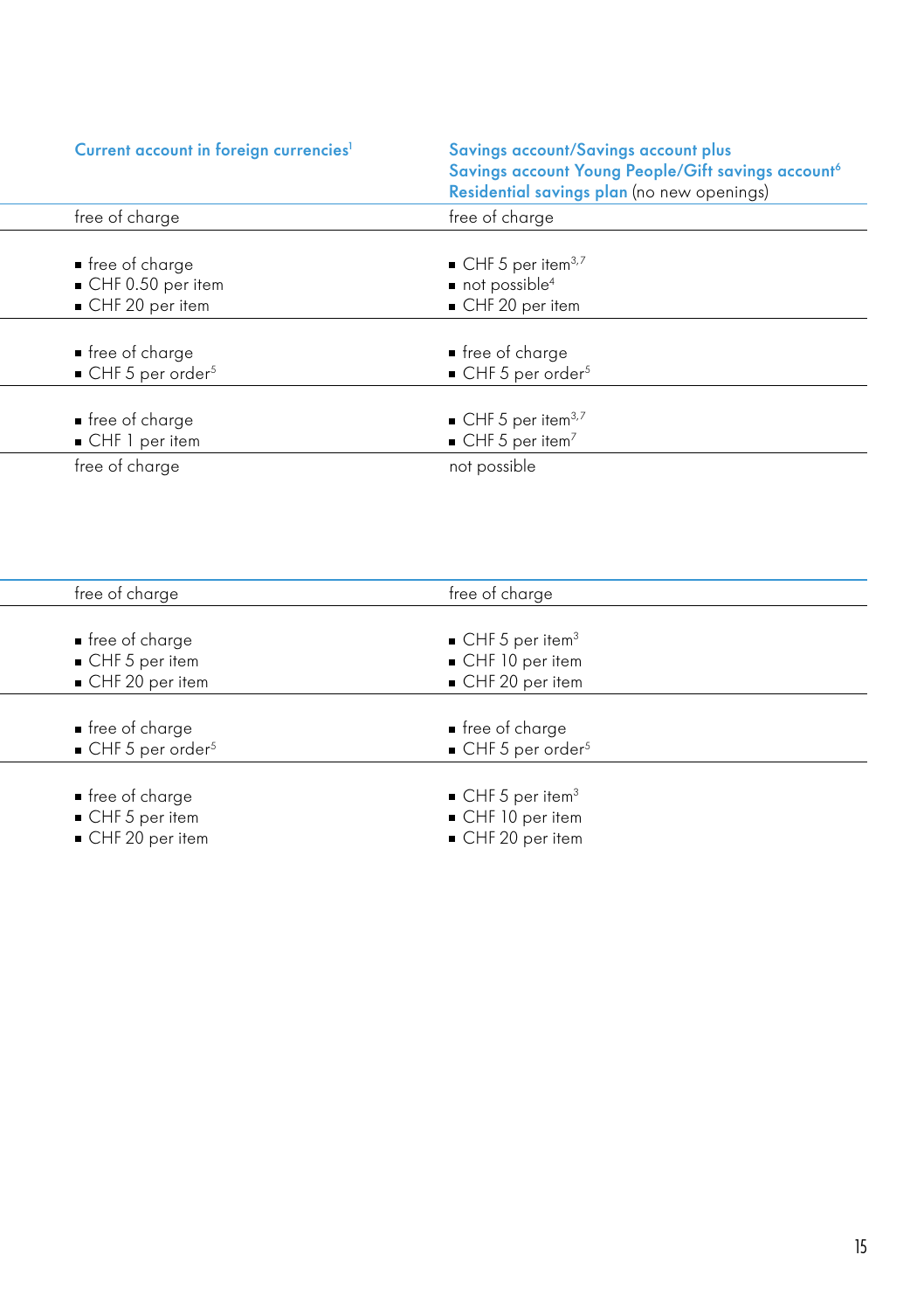| Current account in foreign currencies[1] | Savings account/Savings account plus<br>Savings account Young People/Gift savings account[6]<br>Residential savings plan (no new openings) |
|---|---|
| free of charge | free of charge |
| ■ free of charge<br>■ CHF 0.50 per item<br>■ CHF 20 per item | ■ CHF 5 per item[3,7]<br>■ not possible[4]<br>■ CHF 20 per item |
| ■ free of charge<br>■ CHF 5 per order[5] | ■ free of charge<br>■ CHF 5 per order[5] |
| ■ free of charge<br>■ CHF 1 per item | ■ CHF 5 per item[3,7]<br>■ CHF 5 per item[7] |
| free of charge | not possible |

| | |
|---|---|
| free of charge | free of charge |
| ■ free of charge<br>■ CHF 5 per item<br>■ CHF 20 per item | ■ CHF 5 per item[3]<br>■ CHF 10 per item<br>■ CHF 20 per item |
| ■ free of charge<br>■ CHF 5 per order[5] | ■ free of charge<br>■ CHF 5 per order[5] |
| ■ free of charge<br>■ CHF 5 per item<br>■ CHF 20 per item | ■ CHF 5 per item[3]<br>■ CHF 10 per item<br>■ CHF 20 per item |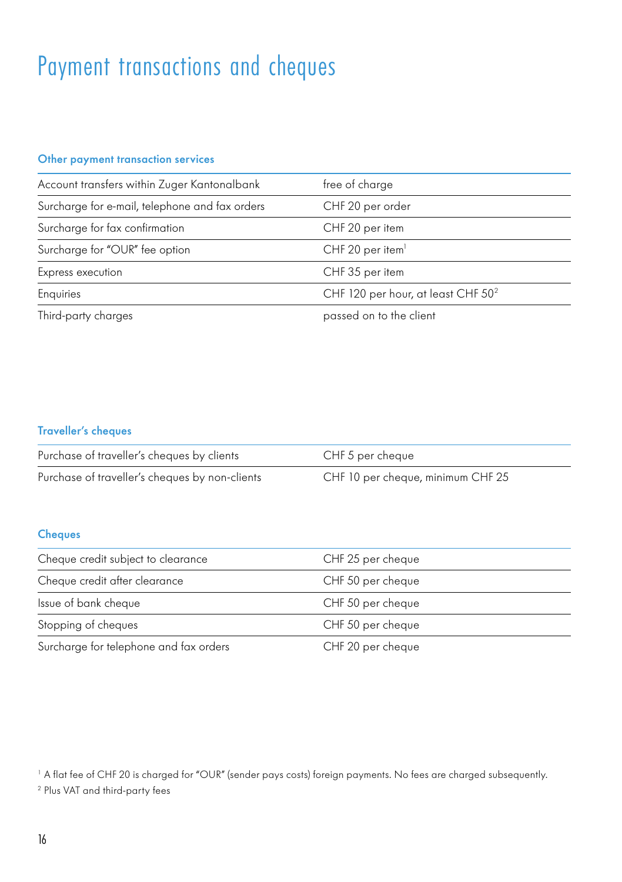# Payment transactions and cheques

## Other payment transaction services

| | |
|---|---|
| Account transfers within Zuger Kantonalbank | free of charge |
| Surcharge for e-mail, telephone and fax orders | CHF 20 per order |
| Surcharge for fax confirmation | CHF 20 per item |
| Surcharge for "OUR" fee option | CHF 20 per item[1] |
| Express execution | CHF 35 per item |
| Enquiries | CHF 120 per hour, at least CHF 50[2] |
| Third-party charges | passed on to the client |

## Traveller's cheques

| | |
|---|---|
| Purchase of traveller's cheques by clients | CHF 5 per cheque |
| Purchase of traveller's cheques by non-clients | CHF 10 per cheque, minimum CHF 25 |

## Cheques

| | |
|---|---|
| Cheque credit subject to clearance | CHF 25 per cheque |
| Cheque credit after clearance | CHF 50 per cheque |
| Issue of bank cheque | CHF 50 per cheque |
| Stopping of cheques | CHF 50 per cheque |
| Surcharge for telephone and fax orders | CHF 20 per cheque |

[1] A flat fee of CHF 20 is charged for "OUR" (sender pays costs) foreign payments. No fees are charged subsequently.

[2] Plus VAT and third-party fees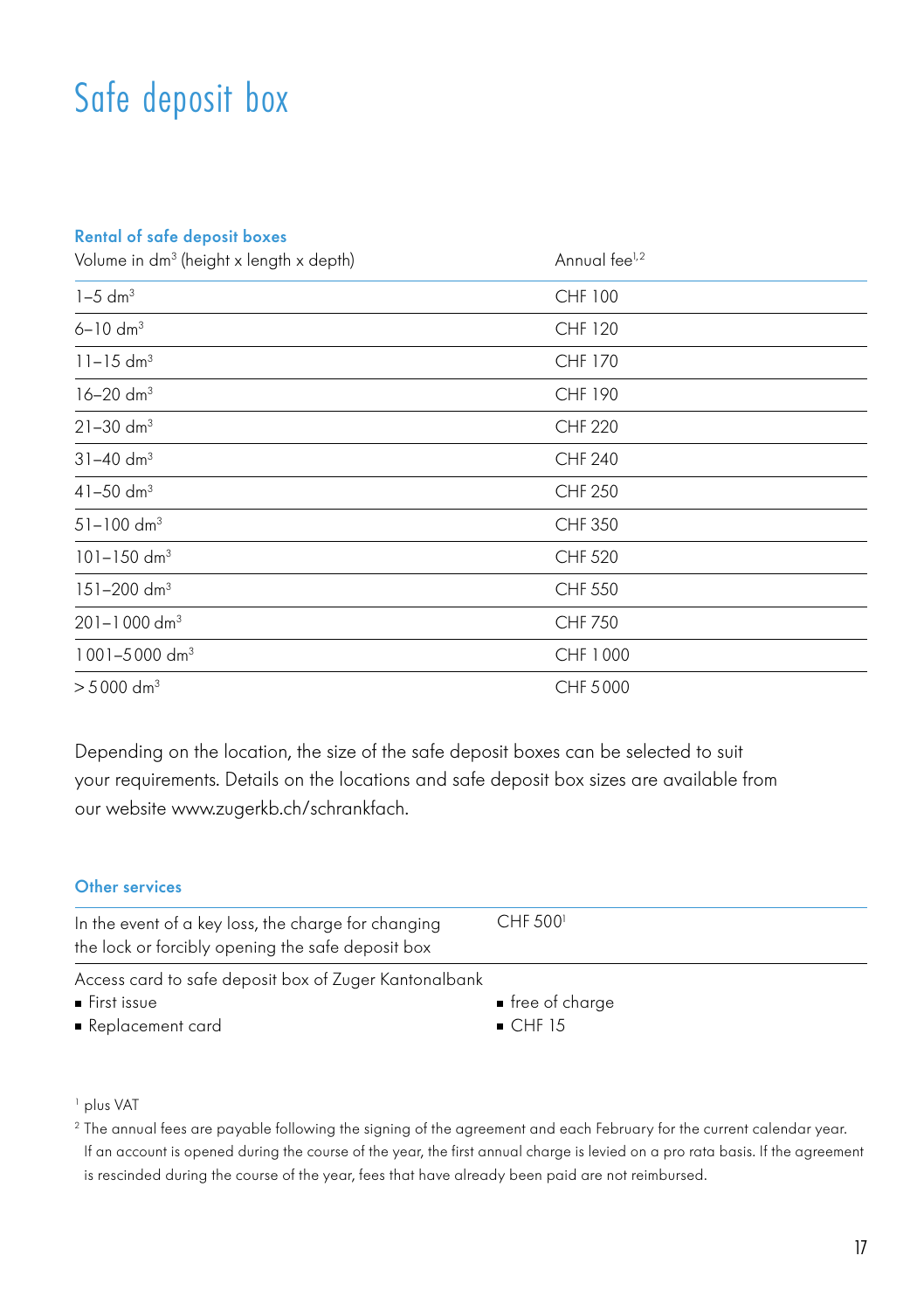# Safe deposit box

### Rental of safe deposit boxes

| Volume in $dm^3$ (height x length x depth) | Annual fee[1,2] |
|---|---|
| 1–5 $dm^3$ | CHF 100 |
| 6–10 $dm^3$ | CHF 120 |
| 11–15 $dm^3$ | CHF 170 |
| 16–20 $dm^3$ | CHF 190 |
| 21–30 $dm^3$ | CHF 220 |
| 31–40 $dm^3$ | CHF 240 |
| 41–50 $dm^3$ | CHF 250 |
| 51–100 $dm^3$ | CHF 350 |
| 101–150 $dm^3$ | CHF 520 |
| 151–200 $dm^3$ | CHF 550 |
| 201–1 000 $dm^3$ | CHF 750 |
| 1 001–5 000 $dm^3$ | CHF 1 000 |
| > 5 000 $dm^3$ | CHF 5 000 |

Depending on the location, the size of the safe deposit boxes can be selected to suit your requirements. Details on the locations and safe deposit box sizes are available from our website www.zugerkb.ch/schrankfach.

### Other services

| | |
|---|---|
| In the event of a key loss, the charge for changing the lock or forcibly opening the safe deposit box | CHF 500[1] |
| Access card to safe deposit box of Zuger Kantonalbank<br>■ First issue<br>■ Replacement card | <br>■ free of charge<br>■ CHF 15 |

[1] plus VAT

[2] The annual fees are payable following the signing of the agreement and each February for the current calendar year. If an account is opened during the course of the year, the first annual charge is levied on a pro rata basis. If the agreement is rescinded during the course of the year, fees that have already been paid are not reimbursed.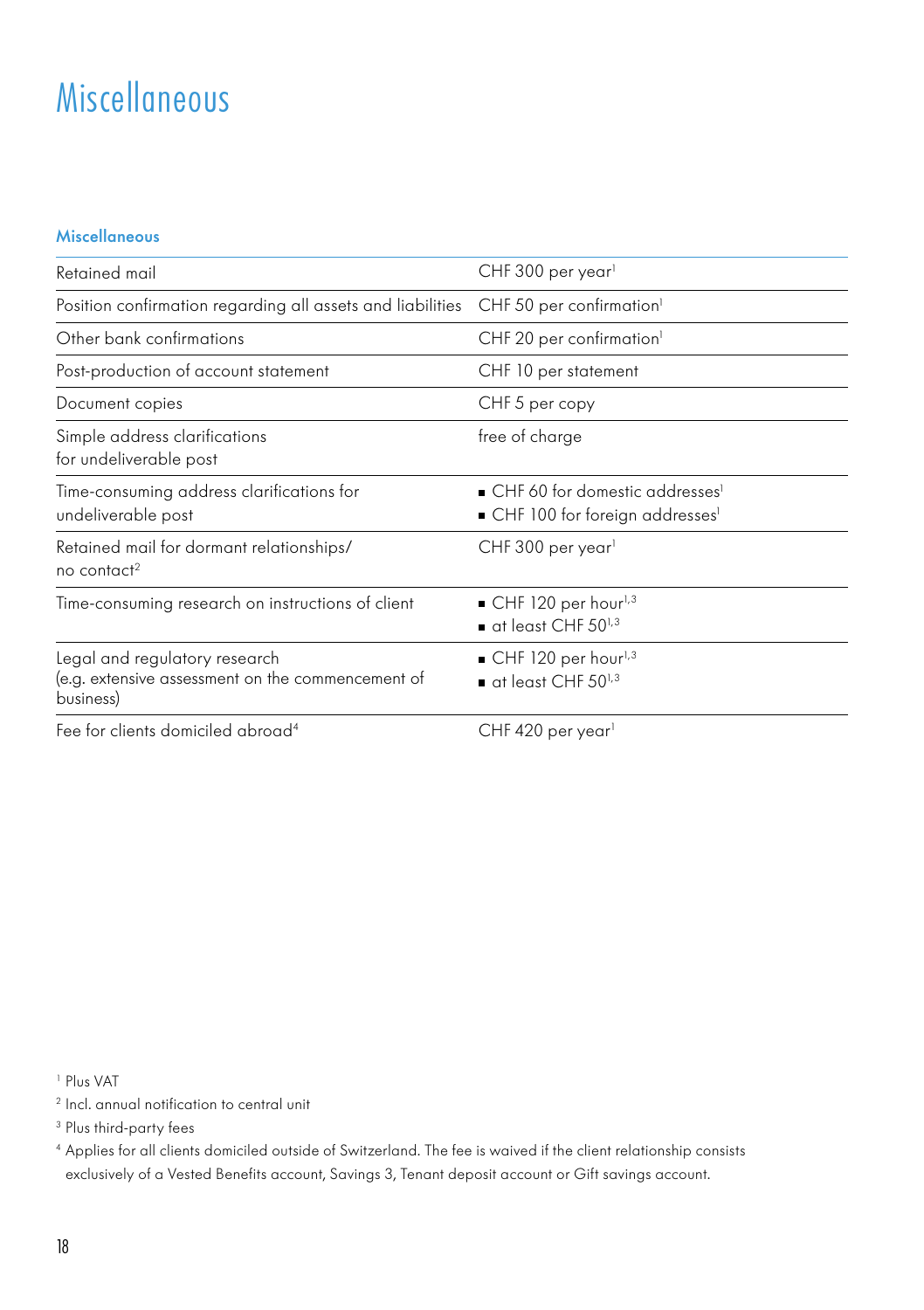# Miscellaneous

## Miscellaneous

| | |
|---|---|
| Retained mail | CHF 300 per year[1] |
| Position confirmation regarding all assets and liabilities | CHF 50 per confirmation[1] |
| Other bank confirmations | CHF 20 per confirmation[1] |
| Post-production of account statement | CHF 10 per statement |
| Document copies | CHF 5 per copy |
| Simple address clarifications for undeliverable post | free of charge |
| Time-consuming address clarifications for undeliverable post | ▪ CHF 60 for domestic addresses[1]<br>▪ CHF 100 for foreign addresses[1] |
| Retained mail for dormant relationships/ no contact[2] | CHF 300 per year[1] |
| Time-consuming research on instructions of client | ▪ CHF 120 per hour[1,3]<br>▪ at least CHF 50[1,3] |
| Legal and regulatory research (e.g. extensive assessment on the commencement of business) | ▪ CHF 120 per hour[1,3]<br>▪ at least CHF 50[1,3] |
| Fee for clients domiciled abroad[4] | CHF 420 per year[1] |

[1] Plus VAT

[2] Incl. annual notification to central unit

[3] Plus third-party fees

[4] Applies for all clients domiciled outside of Switzerland. The fee is waived if the client relationship consists exclusively of a Vested Benefits account, Savings 3, Tenant deposit account or Gift savings account.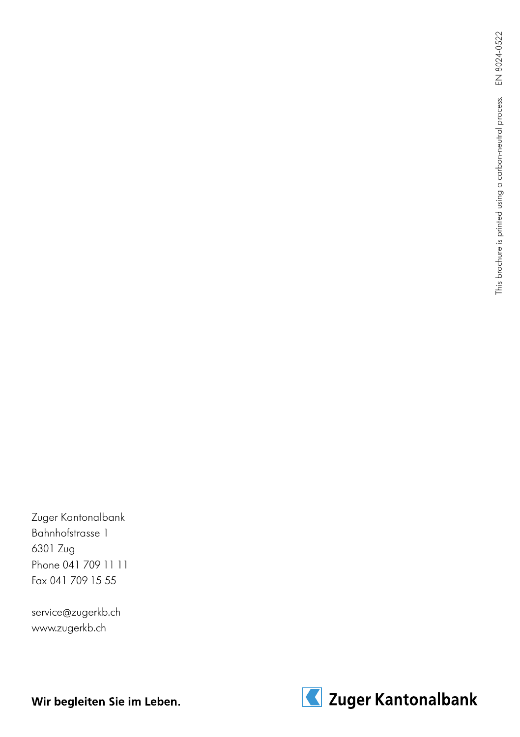This brochure is printed using a carbon-neutral process. EN 8024-0522

Zuger Kantonalbank
Bahnhofstrasse 1
6301 Zug
Phone 041 709 11 11
Fax 041 709 15 55

service@zugerkb.ch
www.zugerkb.ch

**Wir begleiten Sie im Leben.**

**Zuger Kantonalbank**